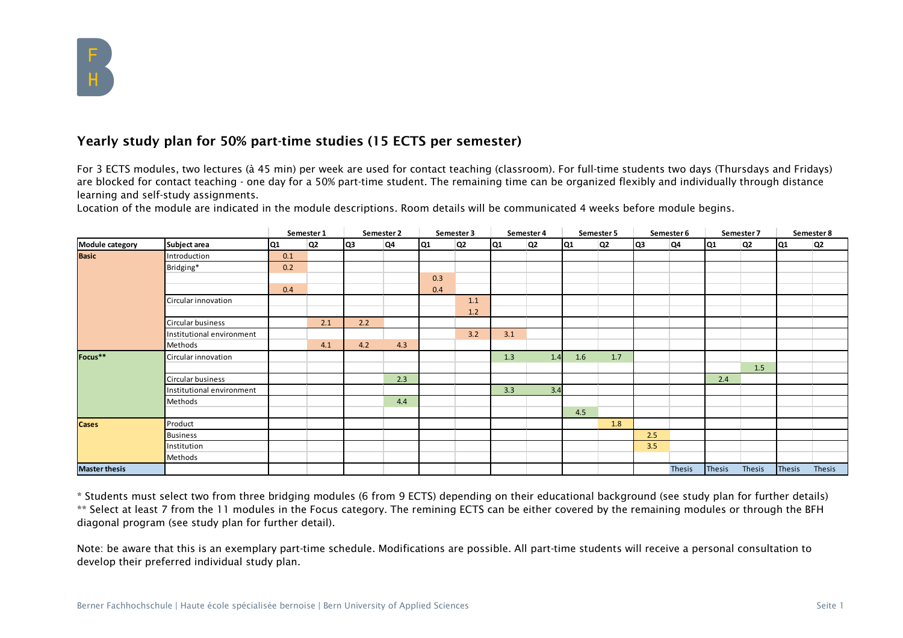## Yearly study plan for 50% part-time studies (15 ECTS per semester)

For 3 ECTS modules, two lectures (à 45 min) per week are used for contact teaching (classroom). For full-time students two days (Thursdays and Fridays) are blocked for contact teaching - one day for a 50% part-time student. The remaining time can be organized flexibly and individually through distance learning and self-study assignments.

Location of the module are indicated in the module descriptions. Room details will be communicated 4 weeks before module begins.

| | | Semester 1 | | Semester 2 | | Semester 3 | | Semester 4 | | Semester 5 | | Semester 6 | | Semester 7 | | Semester 8 | |
|---|---|---|---|---|---|---|---|---|---|---|---|---|---|---|---|---|---|
| **Module category** | **Subject area** | Q1 | Q2 | Q3 | Q4 | Q1 | Q2 | Q1 | Q2 | Q1 | Q2 | Q3 | Q4 | Q1 | Q2 | Q1 | Q2 |
| **Basic** | Introduction | 0.1 | | | | | | | | | | | | | | | |
| | Bridging* | 0.2 | | | | | | | | | | | | | | | |
| | | | | | | 0.3 | | | | | | | | | | | |
| | | 0.4 | | | | 0.4 | | | | | | | | | | | |
| | Circular innovation | | | | | | 1.1 | | | | | | | | | | |
| | | | | | | | 1.2 | | | | | | | | | | |
| | Circular business | | 2.1 | 2.2 | | | | | | | | | | | | | |
| | Institutional environment | | | | | | 3.2 | 3.1 | | | | | | | | | |
| | Methods | | 4.1 | 4.2 | 4.3 | | | | | | | | | | | | |
| **Focus**** | Circular innovation | | | | | | | 1.3 | 1.4 | 1.6 | 1.7 | | | | | | |
| | | | | | | | | | | | | | | | 1.5 | | |
| | Circular business | | | | 2.3 | | | | | | | | | 2.4 | | | |
| | Institutional environment | | | | | | | 3.3 | 3.4 | | | | | | | | |
| | Methods | | | | 4.4 | | | | | | | | | | | | |
| | | | | | | | | | | 4.5 | | | | | | | |
| **Cases** | Product | | | | | | | | | | 1.8 | | | | | | |
| | Business | | | | | | | | | | | 2.5 | | | | | |
| | Institution | | | | | | | | | | | 3.5 | | | | | |
| | Methods | | | | | | | | | | | | | | | | |
| **Master thesis** | | | | | | | | | | | | | Thesis | Thesis | Thesis | Thesis | Thesis |

\* Students must select two from three bridging modules (6 from 9 ECTS) depending on their educational background (see study plan for further details)

** Select at least 7 from the 11 modules in the Focus category. The remining ECTS can be either covered by the remaining modules or through the BFH diagonal program (see study plan for further detail).

Note: be aware that this is an exemplary part-time schedule. Modifications are possible. All part-time students will receive a personal consultation to develop their preferred individual study plan.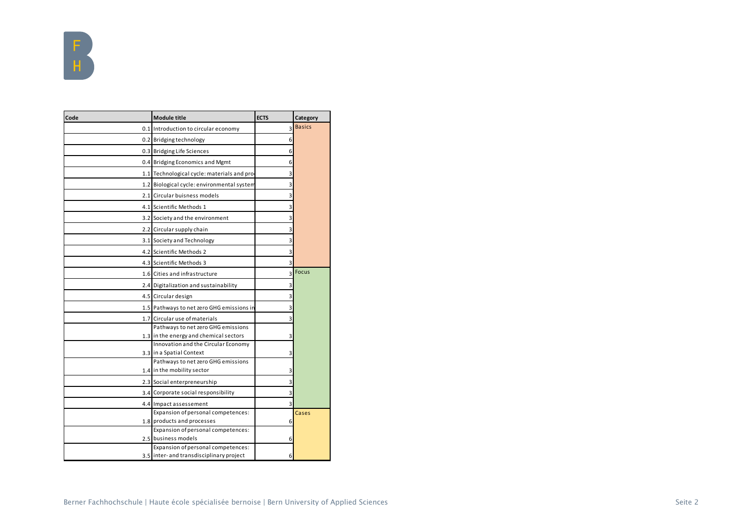| Code | Module title | ECTS | Category |
|---|---|---|---|
| 0.1 | Introduction to circular economy | 3 | Basics |
| 0.2 | Bridging technology | 6 | |
| 0.3 | Bridging Life Sciences | 6 | |
| 0.4 | Bridging Economics and Mgmt | 6 | |
| 1.1 | Technological cycle: materials and pro | 3 | |
| 1.2 | Biological cycle: environmental system | 3 | |
| 2.1 | Circular buisness models | 3 | |
| 4.1 | Scientific Methods 1 | 3 | |
| 3.2 | Society and the environment | 3 | |
| 2.2 | Circular supply chain | 3 | |
| 3.1 | Society and Technology | 3 | |
| 4.2 | Scientific Methods 2 | 3 | |
| 4.3 | Scientific Methods 3 | 3 | |
| 1.6 | Cities and infrastructure | 3 | Focus |
| 2.4 | Digitalization and sustainability | 3 | |
| 4.5 | Circular design | 3 | |
| 1.5 | Pathways to net zero GHG emissions in | 3 | |
| 1.7 | Circular use of materials | 3 | |
| 1.3 | Pathways to net zero GHG emissions in the energy and chemical sectors | 3 | |
| 3.3 | Innovation and the Circular Economy in a Spatial Context | 3 | |
| 1.4 | Pathways to net zero GHG emissions in the mobility sector | 3 | |
| 2.3 | Social enterpreneurship | 3 | |
| 3.4 | Corporate social responsibility | 3 | |
| 4.4 | Impact assessement | 3 | |
| 1.8 | Expansion of personal competences: products and processes | 6 | Cases |
| 2.5 | Expansion of personal competences: business models | 6 | |
| 3.5 | Expansion of personal competences: inter- and transdisciplinary project | 6 | |